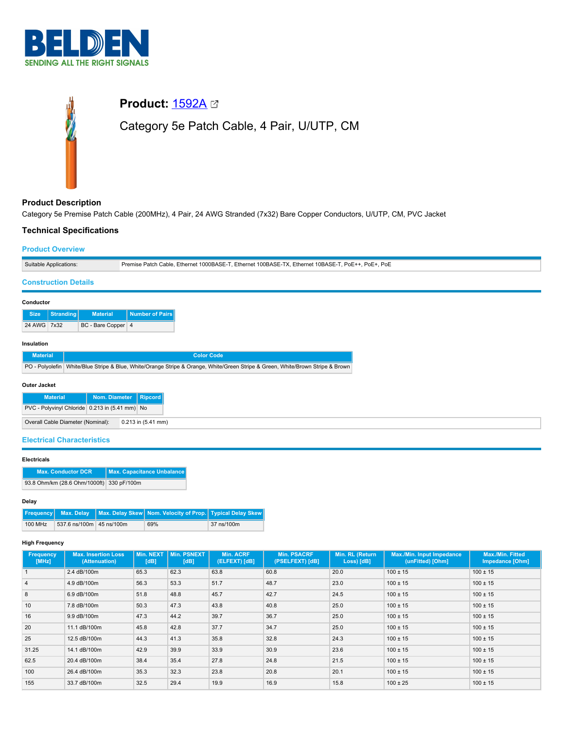# Product: 1592A

## Category 5e Patch Cable, 4 Pair, U/UTP, CM

### Product Description

Category 5e Premise Patch Cable (200MHz), 4 Pair, 24 AWG Stranded (7x32) Bare Copper Conductors, U/UTP, CM, PVC Jacket

### Technical Specifications

#### Product Overview

| Suitable Applications: | Premise Patch Cable, Ethernet 1000BASE-T, Ethernet 100BASE-TX, Ethernet 10BASE-T, PoE++, PoE+, PoE |
|---|---|

#### Construction Details

**Conductor**

| Size | Stranding | Material | Number of Pairs |
|---|---|---|---|
| 24 AWG | 7x32 | BC - Bare Copper | 4 |

**Insulation**

| Material | Color Code |
|---|---|
| PO - Polyolefin | White/Blue Stripe & Blue, White/Orange Stripe & Orange, White/Green Stripe & Green, White/Brown Stripe & Brown |

**Outer Jacket**

| Material | Nom. Diameter | Ripcord |
|---|---|---|
| PVC - Polyvinyl Chloride | 0.213 in (5.41 mm) | No |

| Overall Cable Diameter (Nominal): | 0.213 in (5.41 mm) |
|---|---|

#### Electrical Characteristics

**Electricals**

| Max. Conductor DCR | Max. Capacitance Unbalance |
|---|---|
| 93.8 Ohm/km (28.6 Ohm/1000ft) | 330 pF/100m |

**Delay**

| Frequency | Max. Delay | Max. Delay Skew | Nom. Velocity of Prop. | Typical Delay Skew |
|---|---|---|---|---|
| 100 MHz | 537.6 ns/100m | 45 ns/100m | 69% | 37 ns/100m |

**High Frequency**

| Frequency [MHz] | Max. Insertion Loss (Attenuation) | Min. NEXT [dB] | Min. PSNEXT [dB] | Min. ACRF (ELFEXT) [dB] | Min. PSACRF (PSELFEXT) [dB] | Min. RL (Return Loss) [dB] | Max./Min. Input Impedance (unFitted) [Ohm] | Max./Min. Fitted Impedance [Ohm] |
|---|---|---|---|---|---|---|---|---|
| 1 | 2.4 dB/100m | 65.3 | 62.3 | 63.8 | 60.8 | 20.0 | 100 ± 15 | 100 ± 15 |
| 4 | 4.9 dB/100m | 56.3 | 53.3 | 51.7 | 48.7 | 23.0 | 100 ± 15 | 100 ± 15 |
| 8 | 6.9 dB/100m | 51.8 | 48.8 | 45.7 | 42.7 | 24.5 | 100 ± 15 | 100 ± 15 |
| 10 | 7.8 dB/100m | 50.3 | 47.3 | 43.8 | 40.8 | 25.0 | 100 ± 15 | 100 ± 15 |
| 16 | 9.9 dB/100m | 47.3 | 44.2 | 39.7 | 36.7 | 25.0 | 100 ± 15 | 100 ± 15 |
| 20 | 11.1 dB/100m | 45.8 | 42.8 | 37.7 | 34.7 | 25.0 | 100 ± 15 | 100 ± 15 |
| 25 | 12.5 dB/100m | 44.3 | 41.3 | 35.8 | 32.8 | 24.3 | 100 ± 15 | 100 ± 15 |
| 31.25 | 14.1 dB/100m | 42.9 | 39.9 | 33.9 | 30.9 | 23.6 | 100 ± 15 | 100 ± 15 |
| 62.5 | 20.4 dB/100m | 38.4 | 35.4 | 27.8 | 24.8 | 21.5 | 100 ± 15 | 100 ± 15 |
| 100 | 26.4 dB/100m | 35.3 | 32.3 | 23.8 | 20.8 | 20.1 | 100 ± 15 | 100 ± 15 |
| 155 | 33.7 dB/100m | 32.5 | 29.4 | 19.9 | 16.9 | 15.8 | 100 ± 25 | 100 ± 15 |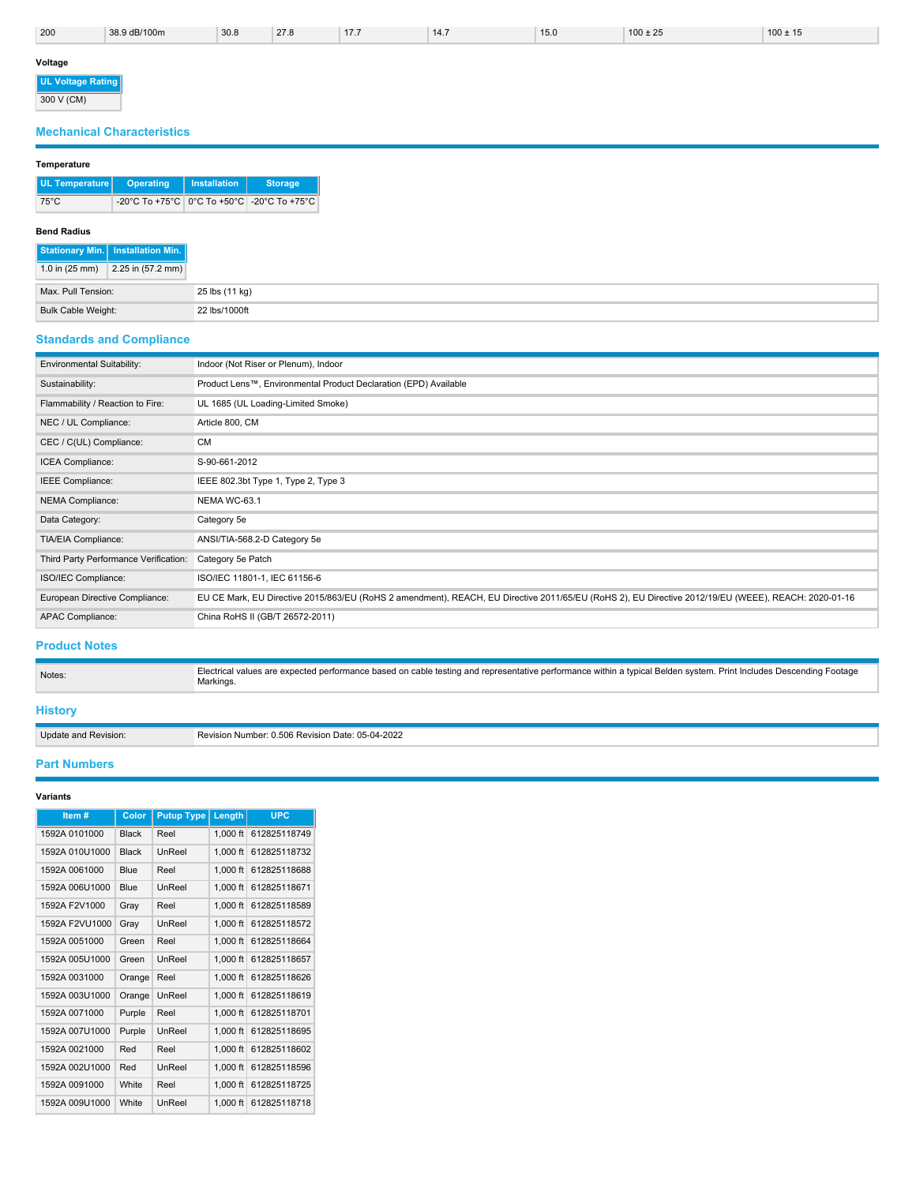| 200 | 38.9 dB/100m | 30.8 | 27.8 | 17.7 | 14.7 | 15.0 | 100 ± 25 | 100 ± 15 |
|---|---|---|---|---|---|---|---|---|

**Voltage**

| UL Voltage Rating |
|---|
| 300 V (CM) |

## Mechanical Characteristics

**Temperature**

| UL Temperature | Operating | Installation | Storage |
|---|---|---|---|
| 75°C | -20°C To +75°C | 0°C To +50°C | -20°C To +75°C |

**Bend Radius**

| Stationary Min. | Installation Min. |
|---|---|
| 1.0 in (25 mm) | 2.25 in (57.2 mm) |

| | |
|---|---|
| Max. Pull Tension: | 25 lbs (11 kg) |
| Bulk Cable Weight: | 22 lbs/1000ft |

## Standards and Compliance

| | |
|---|---|
| Environmental Suitability: | Indoor (Not Riser or Plenum), Indoor |
| Sustainability: | Product Lens™, Environmental Product Declaration (EPD) Available |
| Flammability / Reaction to Fire: | UL 1685 (UL Loading-Limited Smoke) |
| NEC / UL Compliance: | Article 800, CM |
| CEC / C(UL) Compliance: | CM |
| ICEA Compliance: | S-90-661-2012 |
| IEEE Compliance: | IEEE 802.3bt Type 1, Type 2, Type 3 |
| NEMA Compliance: | NEMA WC-63.1 |
| Data Category: | Category 5e |
| TIA/EIA Compliance: | ANSI/TIA-568.2-D Category 5e |
| Third Party Performance Verification: | Category 5e Patch |
| ISO/IEC Compliance: | ISO/IEC 11801-1, IEC 61156-6 |
| European Directive Compliance: | EU CE Mark, EU Directive 2015/863/EU (RoHS 2 amendment), REACH, EU Directive 2011/65/EU (RoHS 2), EU Directive 2012/19/EU (WEEE), REACH: 2020-01-16 |
| APAC Compliance: | China RoHS II (GB/T 26572-2011) |

## Product Notes

| | |
|---|---|
| Notes: | Electrical values are expected performance based on cable testing and representative performance within a typical Belden system. Print Includes Descending Footage Markings. |

## History

| | |
|---|---|
| Update and Revision: | Revision Number: 0.506 Revision Date: 05-04-2022 |

## Part Numbers

**Variants**

| Item # | Color | Putup Type | Length | UPC |
|---|---|---|---|---|
| 1592A 0101000 | Black | Reel | 1,000 ft | 612825118749 |
| 1592A 010U1000 | Black | UnReel | 1,000 ft | 612825118732 |
| 1592A 0061000 | Blue | Reel | 1,000 ft | 612825118688 |
| 1592A 006U1000 | Blue | UnReel | 1,000 ft | 612825118671 |
| 1592A F2V1000 | Gray | Reel | 1,000 ft | 612825118589 |
| 1592A F2VU1000 | Gray | UnReel | 1,000 ft | 612825118572 |
| 1592A 0051000 | Green | Reel | 1,000 ft | 612825118664 |
| 1592A 005U1000 | Green | UnReel | 1,000 ft | 612825118657 |
| 1592A 0031000 | Orange | Reel | 1,000 ft | 612825118626 |
| 1592A 003U1000 | Orange | UnReel | 1,000 ft | 612825118619 |
| 1592A 0071000 | Purple | Reel | 1,000 ft | 612825118701 |
| 1592A 007U1000 | Purple | UnReel | 1,000 ft | 612825118695 |
| 1592A 0021000 | Red | Reel | 1,000 ft | 612825118602 |
| 1592A 002U1000 | Red | UnReel | 1,000 ft | 612825118596 |
| 1592A 0091000 | White | Reel | 1,000 ft | 612825118725 |
| 1592A 009U1000 | White | UnReel | 1,000 ft | 612825118718 |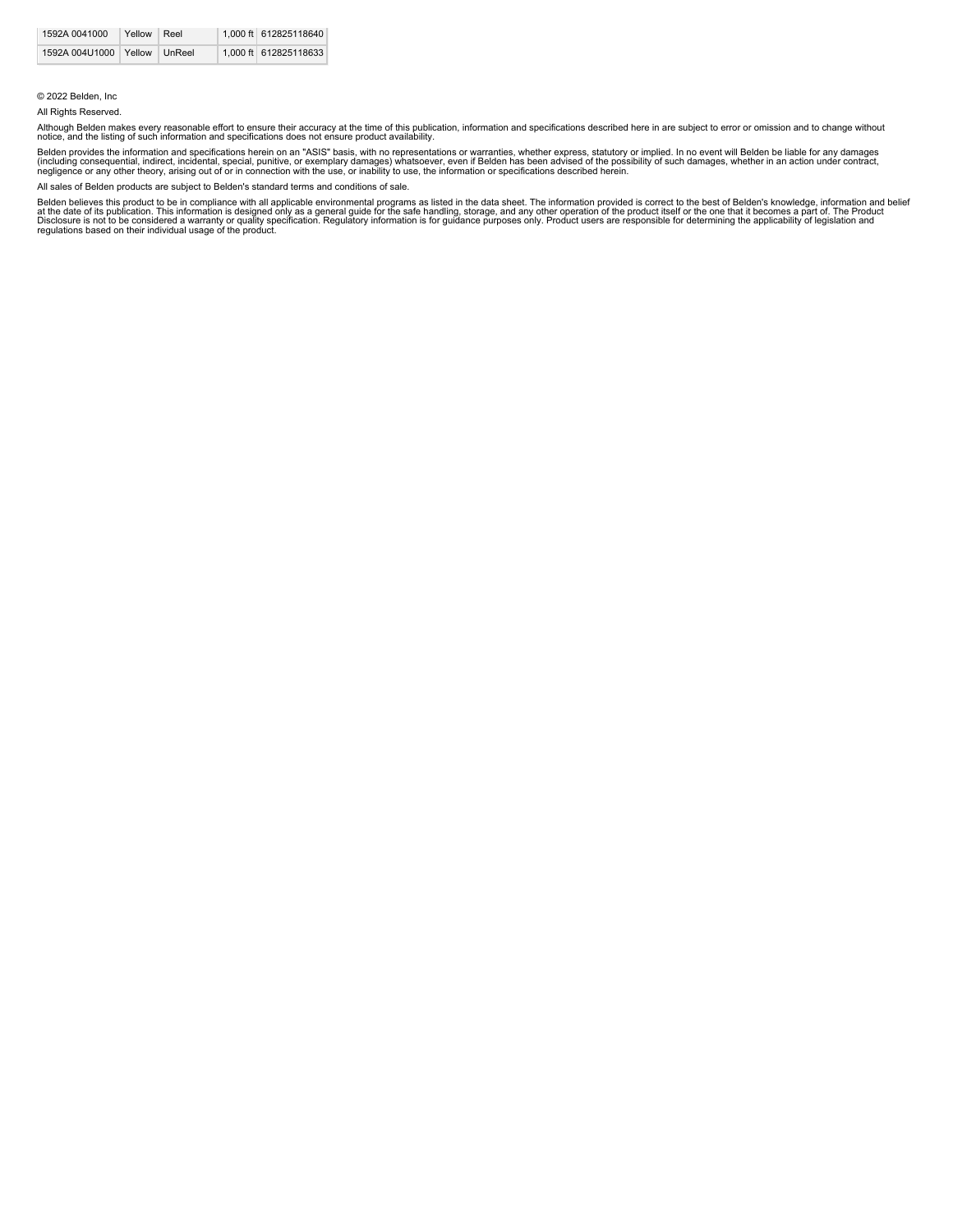| | | | | |
|---|---|---|---|---|
| 1592A 0041000 | Yellow | Reel | 1,000 ft | 612825118640 |
| 1592A 004U1000 | Yellow | UnReel | 1,000 ft | 612825118633 |

© 2022 Belden, Inc

All Rights Reserved.

Although Belden makes every reasonable effort to ensure their accuracy at the time of this publication, information and specifications described here in are subject to error or omission and to change without notice, and the listing of such information and specifications does not ensure product availability.

Belden provides the information and specifications herein on an "ASIS" basis, with no representations or warranties, whether express, statutory or implied. In no event will Belden be liable for any damages (including consequential, indirect, incidental, special, punitive, or exemplary damages) whatsoever, even if Belden has been advised of the possibility of such damages, whether in an action under contract, negligence or any other theory, arising out of or in connection with the use, or inability to use, the information or specifications described herein.

All sales of Belden products are subject to Belden's standard terms and conditions of sale.

Belden believes this product to be in compliance with all applicable environmental programs as listed in the data sheet. The information provided is correct to the best of Belden's knowledge, information and belief at the date of its publication. This information is designed only as a general guide for the safe handling, storage, and any other operation of the product itself or the one that it becomes a part of. The Product Disclosure is not to be considered a warranty or quality specification. Regulatory information is for guidance purposes only. Product users are responsible for determining the applicability of legislation and regulations based on their individual usage of the product.